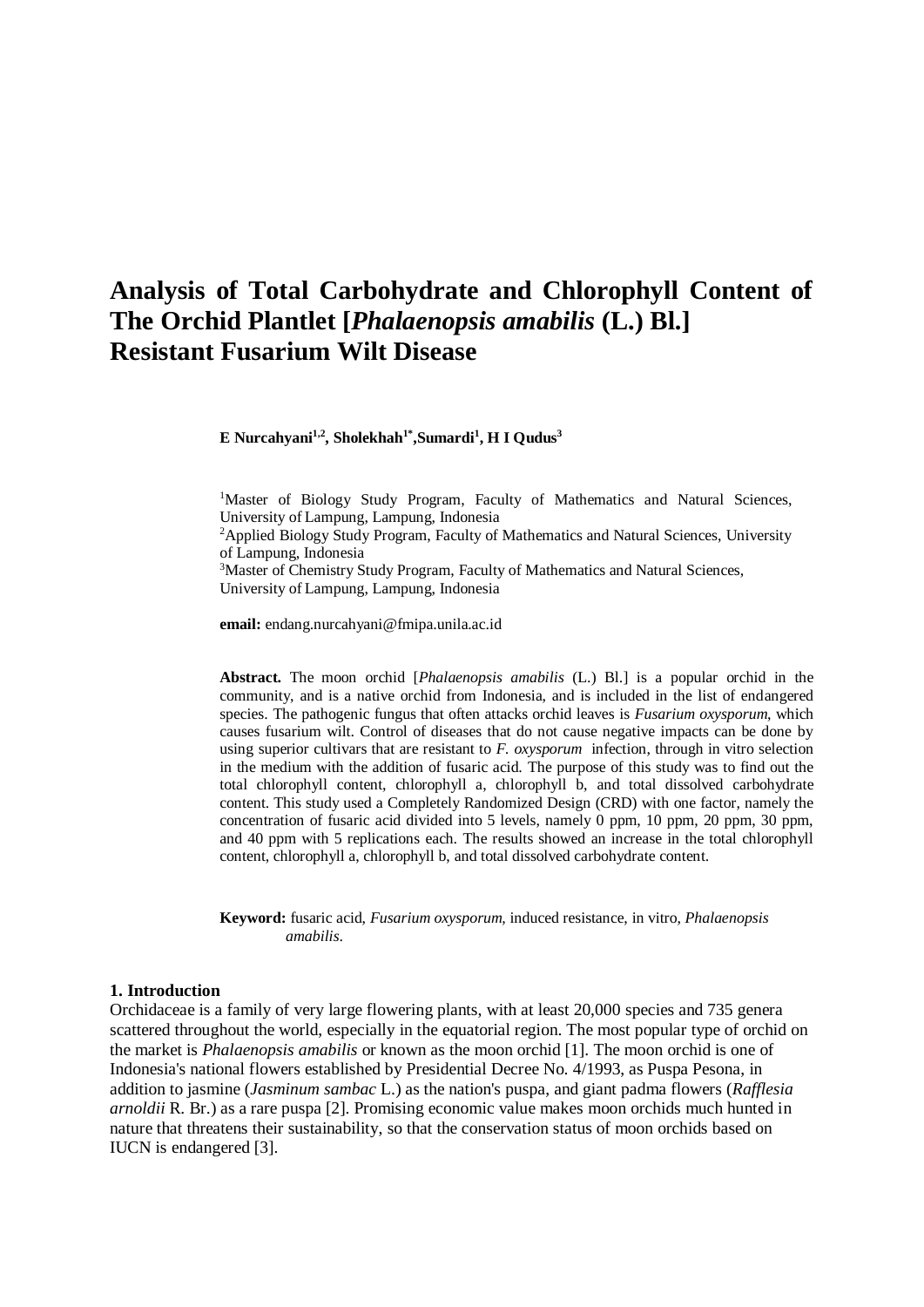# Analysis of Total Carbohydrate and Chlorophyll Content of The Orchid Plantlet [*Phalaenopsis amabilis* (L.) Bl.] Resistant Fusarium Wilt Disease

**E Nurcahyani[1,2], Sholekhah[1*], Sumardi[1], H I Qudus[3]**

[1]Master of Biology Study Program, Faculty of Mathematics and Natural Sciences, University of Lampung, Lampung, Indonesia
[2]Applied Biology Study Program, Faculty of Mathematics and Natural Sciences, University of Lampung, Indonesia
[3]Master of Chemistry Study Program, Faculty of Mathematics and Natural Sciences, University of Lampung, Lampung, Indonesia

**email:** endang.nurcahyani@fmipa.unila.ac.id

**Abstract.** The moon orchid [*Phalaenopsis amabilis* (L.) Bl.] is a popular orchid in the community, and is a native orchid from Indonesia, and is included in the list of endangered species. The pathogenic fungus that often attacks orchid leaves is *Fusarium oxysporum*, which causes fusarium wilt. Control of diseases that do not cause negative impacts can be done by using superior cultivars that are resistant to *F. oxysporum* infection, through in vitro selection in the medium with the addition of fusaric acid. The purpose of this study was to find out the total chlorophyll content, chlorophyll a, chlorophyll b, and total dissolved carbohydrate content. This study used a Completely Randomized Design (CRD) with one factor, namely the concentration of fusaric acid divided into 5 levels, namely 0 ppm, 10 ppm, 20 ppm, 30 ppm, and 40 ppm with 5 replications each. The results showed an increase in the total chlorophyll content, chlorophyll a, chlorophyll b, and total dissolved carbohydrate content.

**Keyword:** fusaric acid, *Fusarium oxysporum*, induced resistance, in vitro, *Phalaenopsis amabilis*.

## 1. Introduction

Orchidaceae is a family of very large flowering plants, with at least 20,000 species and 735 genera scattered throughout the world, especially in the equatorial region. The most popular type of orchid on the market is *Phalaenopsis amabilis* or known as the moon orchid [1]. The moon orchid is one of Indonesia's national flowers established by Presidential Decree No. 4/1993, as Puspa Pesona, in addition to jasmine (*Jasminum sambac* L.) as the nation's puspa, and giant padma flowers (*Rafflesia arnoldii* R. Br.) as a rare puspa [2]. Promising economic value makes moon orchids much hunted in nature that threatens their sustainability, so that the conservation status of moon orchids based on IUCN is endangered [3].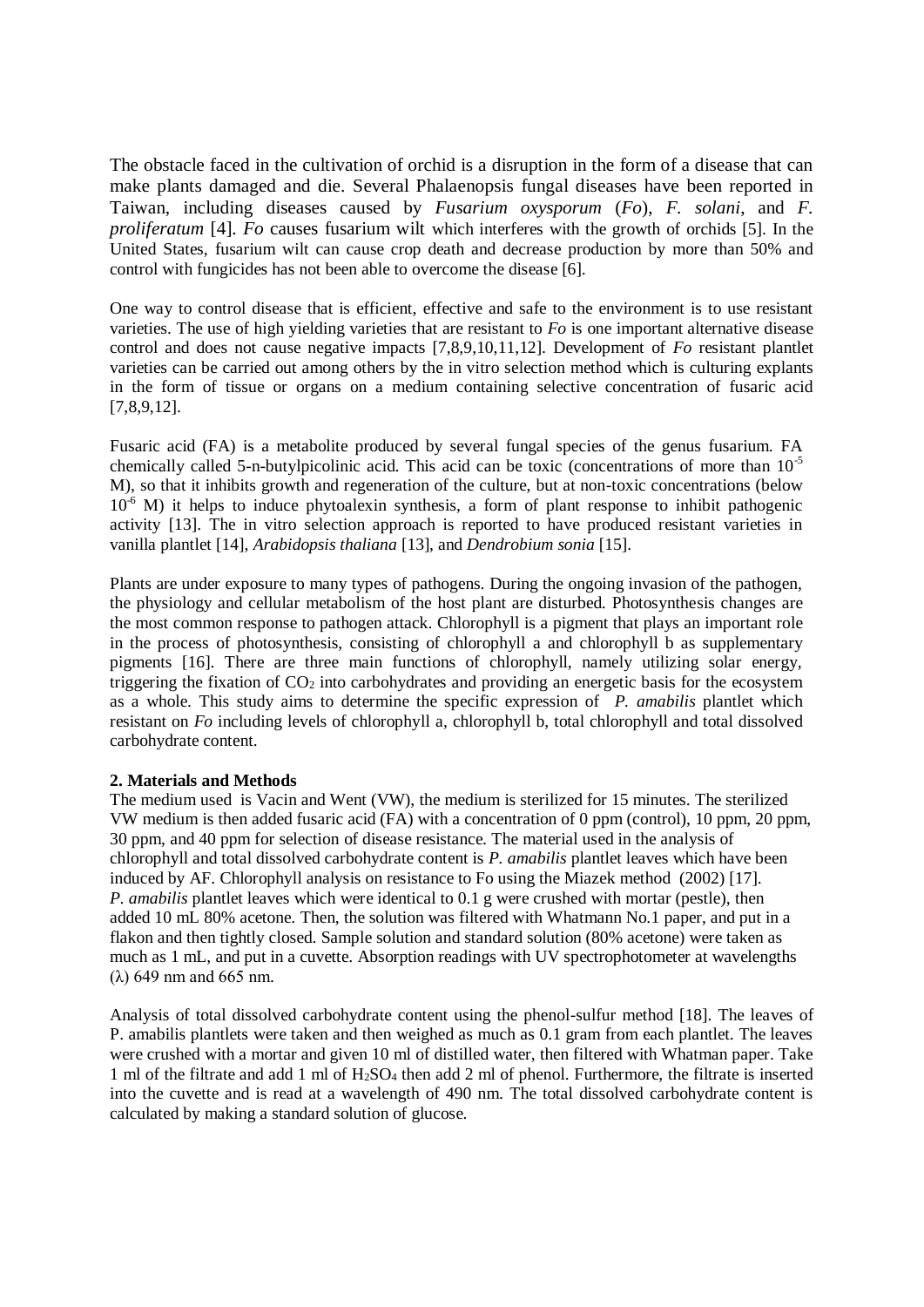The obstacle faced in the cultivation of orchid is a disruption in the form of a disease that can make plants damaged and die. Several Phalaenopsis fungal diseases have been reported in Taiwan, including diseases caused by *Fusarium oxysporum* (*Fo*), *F. solani*, and *F. proliferatum* [4]. *Fo* causes fusarium wilt which interferes with the growth of orchids [5]. In the United States, fusarium wilt can cause crop death and decrease production by more than 50% and control with fungicides has not been able to overcome the disease [6].

One way to control disease that is efficient, effective and safe to the environment is to use resistant varieties. The use of high yielding varieties that are resistant to *Fo* is one important alternative disease control and does not cause negative impacts [7,8,9,10,11,12]. Development of *Fo* resistant plantlet varieties can be carried out among others by the in vitro selection method which is culturing explants in the form of tissue or organs on a medium containing selective concentration of fusaric acid [7,8,9,12].

Fusaric acid (FA) is a metabolite produced by several fungal species of the genus fusarium. FA chemically called 5-n-butylpicolinic acid. This acid can be toxic (concentrations of more than $10^{-5}$ M), so that it inhibits growth and regeneration of the culture, but at non-toxic concentrations (below $10^{-6}$ M) it helps to induce phytoalexin synthesis, a form of plant response to inhibit pathogenic activity [13]. The in vitro selection approach is reported to have produced resistant varieties in vanilla plantlet [14], *Arabidopsis thaliana* [13], and *Dendrobium sonia* [15].

Plants are under exposure to many types of pathogens. During the ongoing invasion of the pathogen, the physiology and cellular metabolism of the host plant are disturbed. Photosynthesis changes are the most common response to pathogen attack. Chlorophyll is a pigment that plays an important role in the process of photosynthesis, consisting of chlorophyll a and chlorophyll b as supplementary pigments [16]. There are three main functions of chlorophyll, namely utilizing solar energy, triggering the fixation of $CO_2$ into carbohydrates and providing an energetic basis for the ecosystem as a whole. This study aims to determine the specific expression of *P. amabilis* plantlet which resistant on *Fo* including levels of chlorophyll a, chlorophyll b, total chlorophyll and total dissolved carbohydrate content.

## 2. Materials and Methods

The medium used is Vacin and Went (VW), the medium is sterilized for 15 minutes. The sterilized VW medium is then added fusaric acid (FA) with a concentration of 0 ppm (control), 10 ppm, 20 ppm, 30 ppm, and 40 ppm for selection of disease resistance. The material used in the analysis of chlorophyll and total dissolved carbohydrate content is *P. amabilis* plantlet leaves which have been induced by AF. Chlorophyll analysis on resistance to Fo using the Miazek method (2002) [17]. *P. amabilis* plantlet leaves which were identical to 0.1 g were crushed with mortar (pestle), then added 10 mL 80% acetone. Then, the solution was filtered with Whatmann No.1 paper, and put in a flakon and then tightly closed. Sample solution and standard solution (80% acetone) were taken as much as 1 mL, and put in a cuvette. Absorption readings with UV spectrophotometer at wavelengths ($\lambda$) 649 nm and 665 nm.

Analysis of total dissolved carbohydrate content using the phenol-sulfur method [18]. The leaves of P. amabilis plantlets were taken and then weighed as much as 0.1 gram from each plantlet. The leaves were crushed with a mortar and given 10 ml of distilled water, then filtered with Whatman paper. Take 1 ml of the filtrate and add 1 ml of $H_2SO_4$ then add 2 ml of phenol. Furthermore, the filtrate is inserted into the cuvette and is read at a wavelength of 490 nm. The total dissolved carbohydrate content is calculated by making a standard solution of glucose.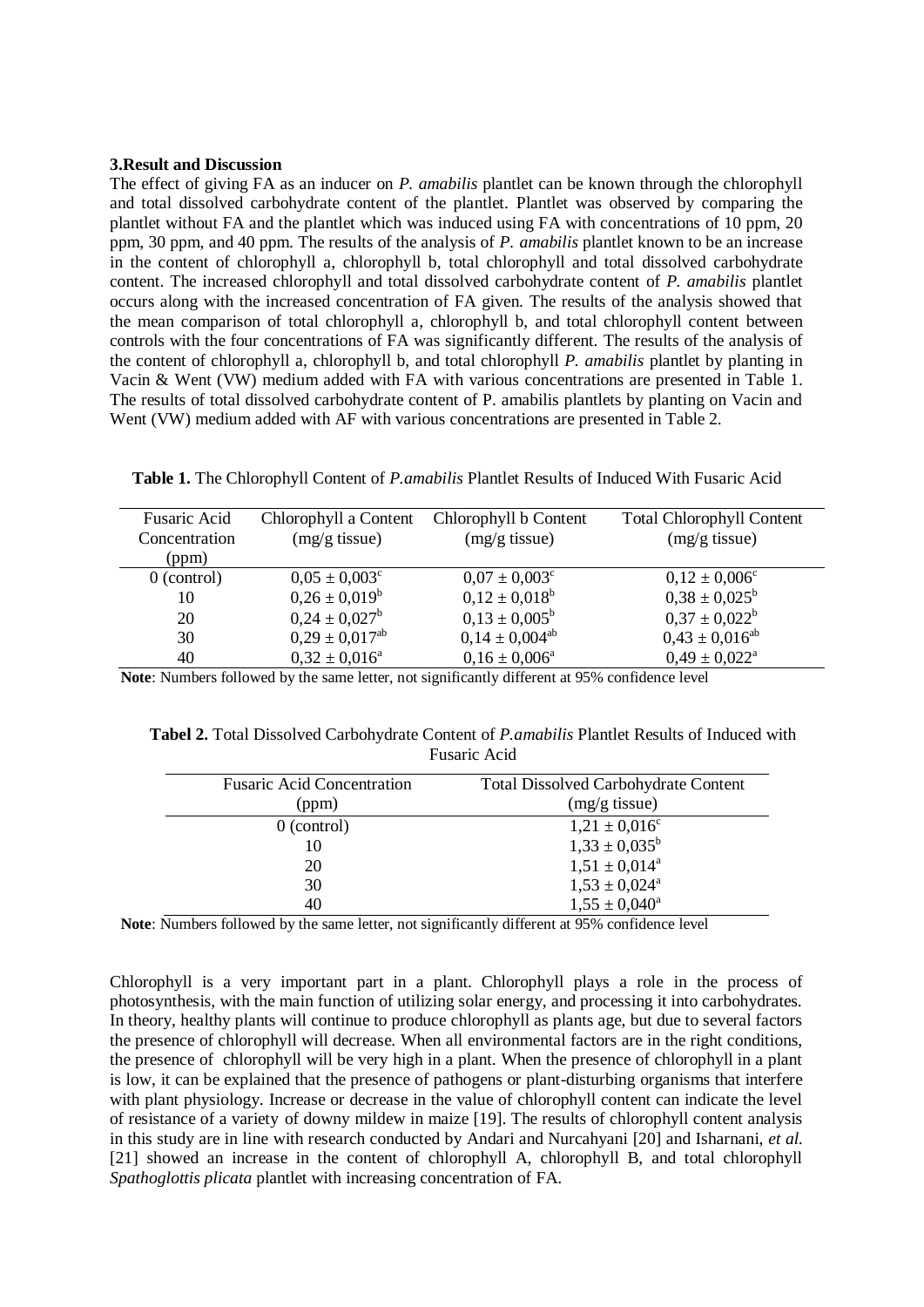### 3.Result and Discussion

The effect of giving FA as an inducer on *P. amabilis* plantlet can be known through the chlorophyll and total dissolved carbohydrate content of the plantlet. Plantlet was observed by comparing the plantlet without FA and the plantlet which was induced using FA with concentrations of 10 ppm, 20 ppm, 30 ppm, and 40 ppm. The results of the analysis of *P. amabilis* plantlet known to be an increase in the content of chlorophyll a, chlorophyll b, total chlorophyll and total dissolved carbohydrate content. The increased chlorophyll and total dissolved carbohydrate content of *P. amabilis* plantlet occurs along with the increased concentration of FA given. The results of the analysis showed that the mean comparison of total chlorophyll a, chlorophyll b, and total chlorophyll content between controls with the four concentrations of FA was significantly different. The results of the analysis of the content of chlorophyll a, chlorophyll b, and total chlorophyll *P. amabilis* plantlet by planting in Vacin & Went (VW) medium added with FA with various concentrations are presented in Table 1. The results of total dissolved carbohydrate content of P. amabilis plantlets by planting on Vacin and Went (VW) medium added with AF with various concentrations are presented in Table 2.

**Table 1.** The Chlorophyll Content of *P.amabilis* Plantlet Results of Induced With Fusaric Acid

| Fusaric Acid Concentration (ppm) | Chlorophyll a Content (mg/g tissue) | Chlorophyll b Content (mg/g tissue) | Total Chlorophyll Content (mg/g tissue) |
|---|---|---|---|
| 0 (control) | $0{,}05 \pm 0{,}003^{c}$ | $0{,}07 \pm 0{,}003^{c}$ | $0{,}12 \pm 0{,}006^{c}$ |
| 10 | $0{,}26 \pm 0{,}019^{b}$ | $0{,}12 \pm 0{,}018^{b}$ | $0{,}38 \pm 0{,}025^{b}$ |
| 20 | $0{,}24 \pm 0{,}027^{b}$ | $0{,}13 \pm 0{,}005^{b}$ | $0{,}37 \pm 0{,}022^{b}$ |
| 30 | $0{,}29 \pm 0{,}017^{ab}$ | $0{,}14 \pm 0{,}004^{ab}$ | $0{,}43 \pm 0{,}016^{ab}$ |
| 40 | $0{,}32 \pm 0{,}016^{a}$ | $0{,}16 \pm 0{,}006^{a}$ | $0{,}49 \pm 0{,}022^{a}$ |

**Note**: Numbers followed by the same letter, not significantly different at 95% confidence level

**Tabel 2.** Total Dissolved Carbohydrate Content of *P.amabilis* Plantlet Results of Induced with Fusaric Acid

| Fusaric Acid Concentration (ppm) | Total Dissolved Carbohydrate Content (mg/g tissue) |
|---|---|
| 0 (control) | $1{,}21 \pm 0{,}016^{c}$ |
| 10 | $1{,}33 \pm 0{,}035^{b}$ |
| 20 | $1{,}51 \pm 0{,}014^{a}$ |
| 30 | $1{,}53 \pm 0{,}024^{a}$ |
| 40 | $1{,}55 \pm 0{,}040^{a}$ |

**Note**: Numbers followed by the same letter, not significantly different at 95% confidence level

Chlorophyll is a very important part in a plant. Chlorophyll plays a role in the process of photosynthesis, with the main function of utilizing solar energy, and processing it into carbohydrates. In theory, healthy plants will continue to produce chlorophyll as plants age, but due to several factors the presence of chlorophyll will decrease. When all environmental factors are in the right conditions, the presence of chlorophyll will be very high in a plant. When the presence of chlorophyll in a plant is low, it can be explained that the presence of pathogens or plant-disturbing organisms that interfere with plant physiology. Increase or decrease in the value of chlorophyll content can indicate the level of resistance of a variety of downy mildew in maize [19]. The results of chlorophyll content analysis in this study are in line with research conducted by Andari and Nurcahyani [20] and Isharnani, *et al.* [21] showed an increase in the content of chlorophyll A, chlorophyll B, and total chlorophyll *Spathoglottis plicata* plantlet with increasing concentration of FA.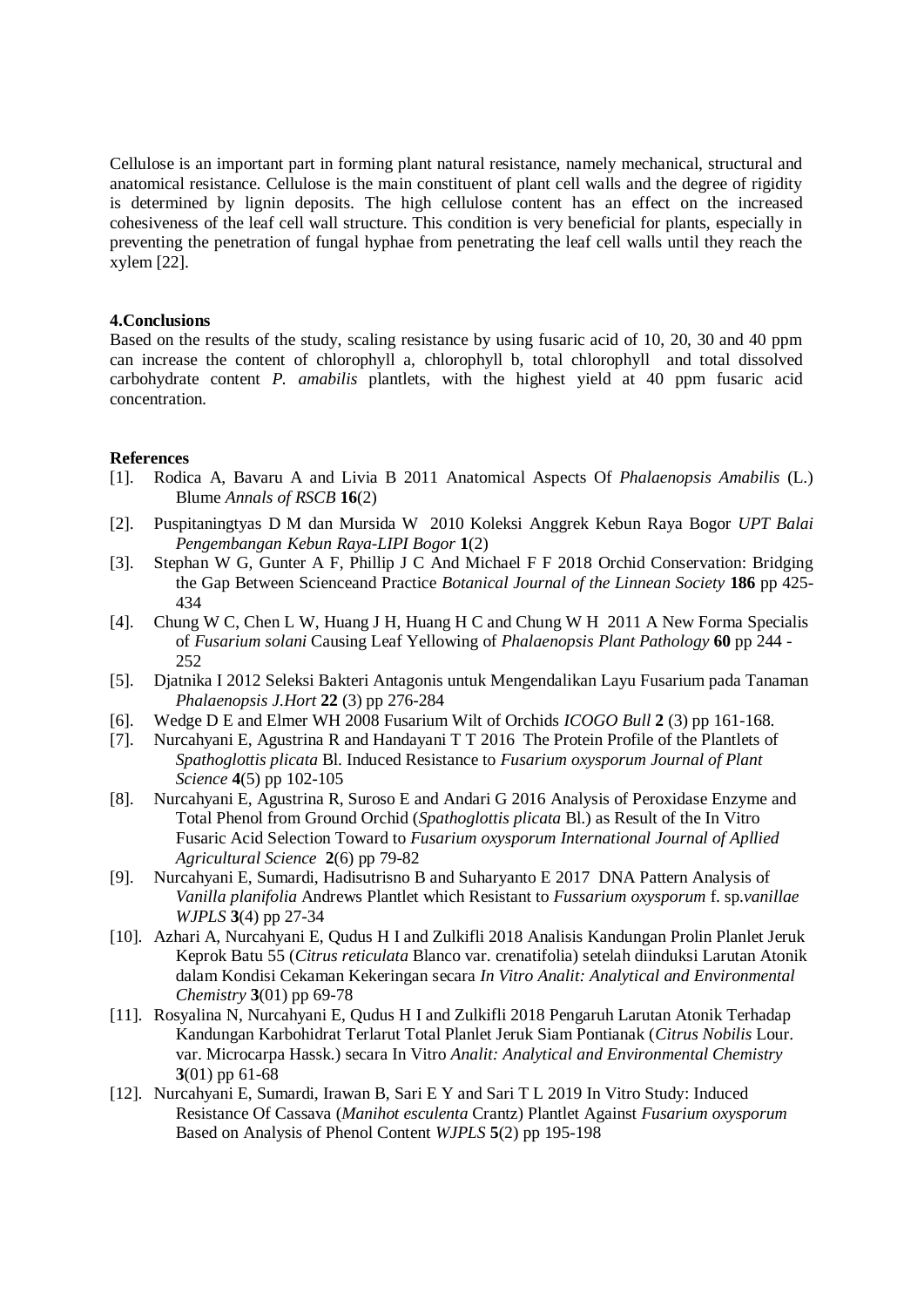Cellulose is an important part in forming plant natural resistance, namely mechanical, structural and anatomical resistance. Cellulose is the main constituent of plant cell walls and the degree of rigidity is determined by lignin deposits. The high cellulose content has an effect on the increased cohesiveness of the leaf cell wall structure. This condition is very beneficial for plants, especially in preventing the penetration of fungal hyphae from penetrating the leaf cell walls until they reach the xylem [22].

## 4.Conclusions

Based on the results of the study, scaling resistance by using fusaric acid of 10, 20, 30 and 40 ppm can increase the content of chlorophyll a, chlorophyll b, total chlorophyll and total dissolved carbohydrate content *P. amabilis* plantlets, with the highest yield at 40 ppm fusaric acid concentration.

## References

[1]. Rodica A, Bavaru A and Livia B 2011 Anatomical Aspects Of *Phalaenopsis Amabilis* (L.) Blume *Annals of RSCB* **16**(2)

[2]. Puspitaningtyas D M dan Mursida W 2010 Koleksi Anggrek Kebun Raya Bogor *UPT Balai Pengembangan Kebun Raya-LIPI Bogor* **1**(2)

[3]. Stephan W G, Gunter A F, Phillip J C And Michael F F 2018 Orchid Conservation: Bridging the Gap Between Scienceand Practice *Botanical Journal of the Linnean Society* **186** pp 425-434

[4]. Chung W C, Chen L W, Huang J H, Huang H C and Chung W H 2011 A New Forma Specialis of *Fusarium solani* Causing Leaf Yellowing of *Phalaenopsis Plant Pathology* **60** pp 244 - 252

[5]. Djatnika I 2012 Seleksi Bakteri Antagonis untuk Mengendalikan Layu Fusarium pada Tanaman *Phalaenopsis J.Hort* **22** (3) pp 276-284

[6]. Wedge D E and Elmer WH 2008 Fusarium Wilt of Orchids *ICOGO Bull* **2** (3) pp 161-168.

[7]. Nurcahyani E, Agustrina R and Handayani T T 2016 The Protein Profile of the Plantlets of *Spathoglottis plicata* Bl. Induced Resistance to *Fusarium oxysporum Journal of Plant Science* **4**(5) pp 102-105

[8]. Nurcahyani E, Agustrina R, Suroso E and Andari G 2016 Analysis of Peroxidase Enzyme and Total Phenol from Ground Orchid (*Spathoglottis plicata* Bl.) as Result of the In Vitro Fusaric Acid Selection Toward to *Fusarium oxysporum International Journal of Apllied Agricultural Science* **2**(6) pp 79-82

[9]. Nurcahyani E, Sumardi, Hadisutrisno B and Suharyanto E 2017 DNA Pattern Analysis of *Vanilla planifolia* Andrews Plantlet which Resistant to *Fussarium oxysporum* f. sp.*vanillae WJPLS* **3**(4) pp 27-34

[10]. Azhari A, Nurcahyani E, Qudus H I and Zulkifli 2018 Analisis Kandungan Prolin Planlet Jeruk Keprok Batu 55 (*Citrus reticulata* Blanco var. crenatifolia) setelah diinduksi Larutan Atonik dalam Kondisi Cekaman Kekeringan secara *In Vitro Analit: Analytical and Environmental Chemistry* **3**(01) pp 69-78

[11]. Rosyalina N, Nurcahyani E, Qudus H I and Zulkifli 2018 Pengaruh Larutan Atonik Terhadap Kandungan Karbohidrat Terlarut Total Planlet Jeruk Siam Pontianak (*Citrus Nobilis* Lour. var. Microcarpa Hassk.) secara In Vitro *Analit: Analytical and Environmental Chemistry* **3**(01) pp 61-68

[12]. Nurcahyani E, Sumardi, Irawan B, Sari E Y and Sari T L 2019 In Vitro Study: Induced Resistance Of Cassava (*Manihot esculenta* Crantz) Plantlet Against *Fusarium oxysporum* Based on Analysis of Phenol Content *WJPLS* **5**(2) pp 195-198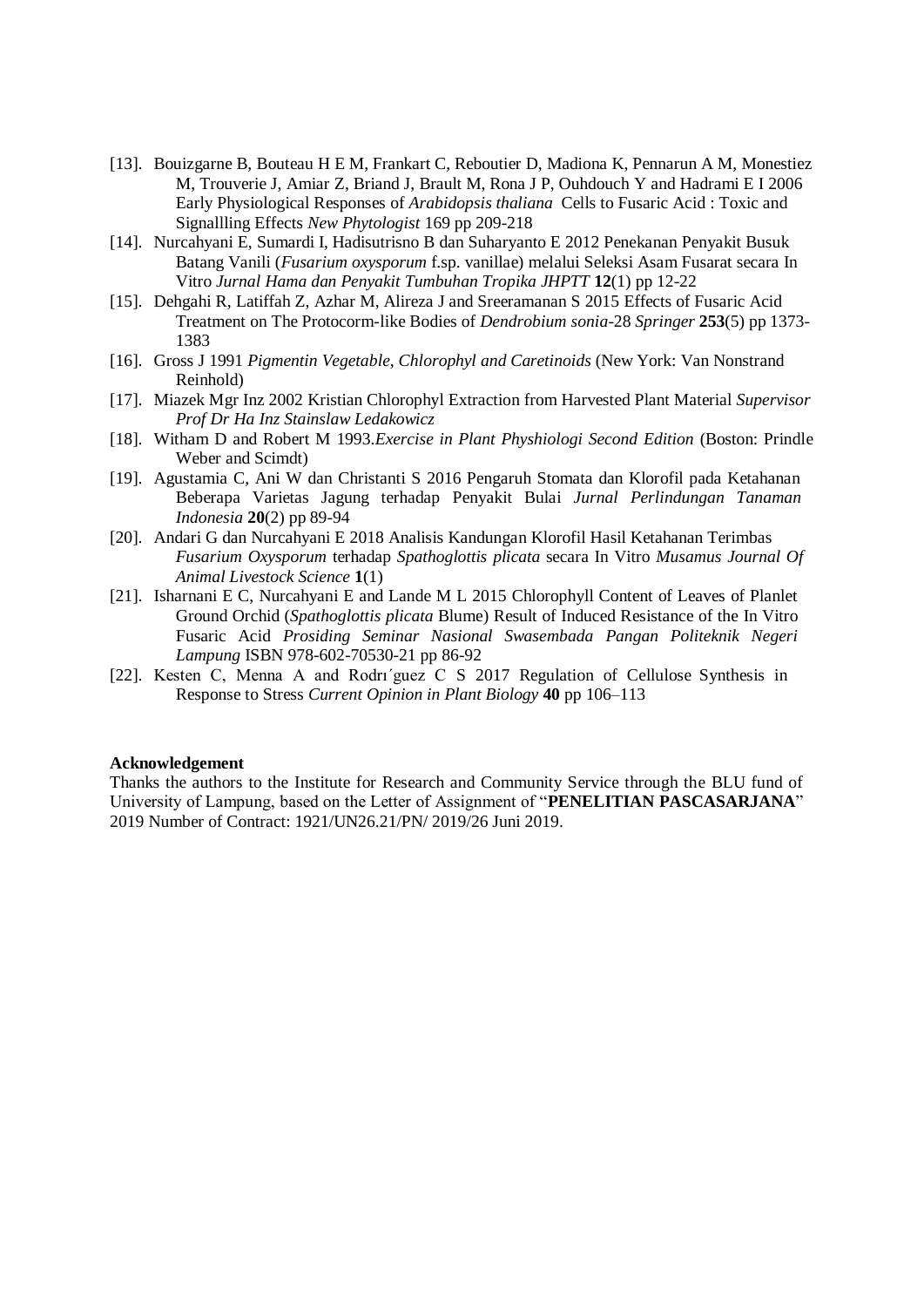[13]. Bouizgarne B, Bouteau H E M, Frankart C, Reboutier D, Madiona K, Pennarun A M, Monestiez M, Trouverie J, Amiar Z, Briand J, Brault M, Rona J P, Ouhdouch Y and Hadrami E I 2006 Early Physiological Responses of *Arabidopsis thaliana* Cells to Fusaric Acid : Toxic and Signallling Effects *New Phytologist* 169 pp 209-218

[14]. Nurcahyani E, Sumardi I, Hadisutrisno B dan Suharyanto E 2012 Penekanan Penyakit Busuk Batang Vanili (*Fusarium oxysporum* f.sp. vanillae) melalui Seleksi Asam Fusarat secara In Vitro *Jurnal Hama dan Penyakit Tumbuhan Tropika JHPTT* **12**(1) pp 12-22

[15]. Dehghahi R, Latiffah Z, Azhar M, Alireza J and Sreeramanan S 2015 Effects of Fusaric Acid Treatment on The Protocorm-like Bodies of *Dendrobium sonia*-28 *Springer* **253**(5) pp 1373-1383

[16]. Gross J 1991 *Pigmentin Vegetable, Chlorophyl and Caretinoids* (New York: Van Nonstrand Reinhold)

[17]. Miazek Mgr Inz 2002 Kristian Chlorophyl Extraction from Harvested Plant Material *Supervisor Prof Dr Ha Inz Stainslaw Ledakowicz*

[18]. Witham D and Robert M 1993.*Exercise in Plant Physhiologi Second Edition* (Boston: Prindle Weber and Scimdt)

[19]. Agustamia C, Ani W dan Christanti S 2016 Pengaruh Stomata dan Klorofil pada Ketahanan Beberapa Varietas Jagung terhadap Penyakit Bulai *Jurnal Perlindungan Tanaman Indonesia* **20**(2) pp 89-94

[20]. Andari G dan Nurcahyani E 2018 Analisis Kandungan Klorofil Hasil Ketahanan Terimbas *Fusarium Oxysporum* terhadap *Spathoglottis plicata* secara In Vitro *Musamus Journal Of Animal Livestock Science* **1**(1)

[21]. Isharnani E C, Nurcahyani E and Lande M L 2015 Chlorophyll Content of Leaves of Planlet Ground Orchid (*Spathoglottis plicata* Blume) Result of Induced Resistance of the In Vitro Fusaric Acid *Prosiding Seminar Nasional Swasembada Pangan Politeknik Negeri Lampung* ISBN 978-602-70530-21 pp 86-92

[22]. Kesten C, Menna A and Rodrı´guez C S 2017 Regulation of Cellulose Synthesis in Response to Stress *Current Opinion in Plant Biology* **40** pp 106–113

**Acknowledgement**

Thanks the authors to the Institute for Research and Community Service through the BLU fund of University of Lampung, based on the Letter of Assignment of "**PENELITIAN PASCASARJANA**" 2019 Number of Contract: 1921/UN26.21/PN/ 2019/26 Juni 2019.